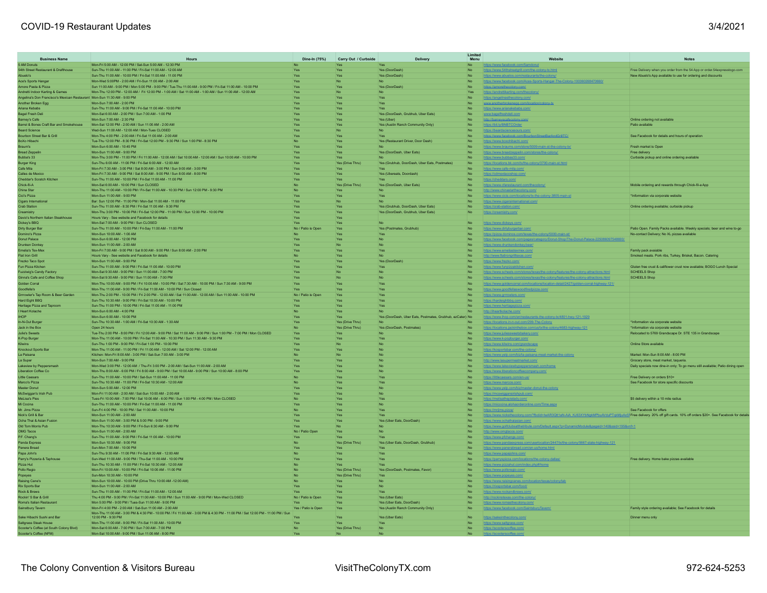# COVID-19 Restaurant Updates

3/4/2021

| Business Name | Hours | Dine-In (75%) | Carry Out / Curbside | Delivery | Limited Menu | Website | Notes |
|---|---|---|---|---|---|---|---|
| 5 AM Donuts | Mon-Fri 5:00 AM - 12:00 PM / Sat-Sun 5:00 AM - 12:30 PM | No | Yes | Yes | No | https://www.facebook.com/5amdonut | |
| 54th Street Restaurant & Drafthouse | Sun-Thu 11:00 AM - 11:00 PM / Fri-Sat 11:00 AM - 12:00 AM | Yes | Yes | Yes (DoorDash) | No | https://www.54thstreetgrill.com/the-colony-tx.html | Free Delivery when you order from the 54 App or order.54expresstogo.com |
| Abuelo's | Sun-Thu 11:00 AM - 10:00 PM / Fri-Sat 11:00 AM - 11:00 PM | Yes | Yes | Yes (DoorDash) | No | https://www.abuelos.com/restaurants/the-colony/ | New Abuelo's App available to use for ordering and discounts |
| Ace's Sports Hangar | Mon-Wed 5:00PM - 2:00 AM / Fri-Sun 11:00 AM - 2:00 AM | Yes | No | No | No | https://www.facebook.com/Aces-Sports-Hangar-The-Colony-100360268470660/ | |
| Amore Pasta & Pizza | Sun 11:00 AM - 9:00 PM / Mon 5:00 PM - 9:00 PM / Tue-Thu 11:00 AM - 9:00 PM / Fri-Sat 11:00 AM - 10:00 PM | Yes | Yes | Yes (DoorDash) | No | https://amorethecolony.com/ | |
| Andretti Indoor Karting & Games | Mon-Thu 12:00 PM - 12:00 AM / Fri 12:00 PM - 1:00 AM / Sat 11:00 AM - 1:00 AM / Sun 11:00 AM - 12:00 AM | Yes | No | No | Yes | https://andrettikarting.com/thecolony/ | |
| Angelina's Don Francisco's Mexican Restaurant | Mon-Sun 11:30 AM - 9:00 PM | Yes | Yes | Yes | No | https://angelinasthecolony.com/ | |
| Another Broken Egg | Mon-Sun 7:00 AM - 2:00 PM | Yes | Yes | Yes | No | www.anotherbrokenegg.com/location/colony-tx | |
| Ariana Kebabs | Sun-Thu 11:00 AM - 9:00 PM / Fri-Sat 11:00 AM - 10:00 PM | Yes | Yes | Yes | No | https://www.arianakebabs.com/ | |
| Bagel Fresh Deli | Mon-Sat 6:00 AM - 2:00 PM / Sun 7:00 AM - 1:00 PM | Yes | Yes | Yes (DoorDash, Grubhub, Uber Eats) | No | www.bagelfreshdeli.com | |
| Barney's Cafe | Mon-Sun 7:00 AM - 2:30 PM | Yes | Yes | Yes (Uber) | No | http://barneyscafecolony.com/ | Online ordering not available |
| Barrel & Bones Craft Bar and Smokehouse | Mon-Sat 12:00 PM - 2:00 AM / Sun 11:00 AM - 2:00 AM | Yes | Yes | Yes (Austin Ranch Community Only) | No | https://bit.ly/BNBTCOrder | Patio available |
| Beard Science | Wed-Sun 11:00 AM - 12:00 AM / Mon-Tues CLOSED | Yes | No | No | No | https://beardsciencesours.com/ | |
| Bourbon Street Bar & Grill | Mon-Thu 4:00 PM - 2:00 AM / Fri-Sat 11:00 AM - 2:00 AM | Yes | Yes | Yes | No | https://www.facebook.com/BourbonStreetBarAndGrillTC/ | See Facebook for details and hours of operation |
| BoXo Hibachi | Tue-Thu 12:00 PM - 8:30 PM / Fri-Sat 12:00 PM - 9:30 PM / Sun 1:00 PM - 8:30 PM | No | Yes | Yes (Restaurant Driver, Door Dash) | No | https://www.boxohibachi.com/ | |
| Braum's | Mon-Sun 6:00 AM - 10:45 PM | Yes | Yes | No | No | https://www.braums.com/store/5000-main-st-the-colony-tx/ | Fresh market is Open |
| Bread Zeppelin | Mon-Sun 11:00 AM - 9:00 PM | Yes | Yes | Yes (DoorDash, Uber Eats) | No | https://www.breadzeppelin.com/stores/the-colony/ | Free delivery |
| Bubba's 33 | Mon-Thu 3:00 PM - 11:00 PM / Fri 11:00 AM - 12:00 AM / Sat 10:00 AM - 12:00 AM / Sun 10:00 AM - 10:00 PM | Yes | Yes | No | No | https://www.bubbas33.com/ | Curbside pickup and online ordering available |
| Burger King | Sun-Thu 6:00 AM - 11:00 PM / Fri-Sat 6:00 AM - 12:00 AM | Yes | Yes (Drive Thru) | Yes (Grubhub, DoorDash, Uber Eats, Postmates) | No | https://locations.bk.com/tx/the-colony/3700-main-st.html | |
| Cafe Mila | Mon-Fri 7:30 AM - 3:00 PM / Sat 8:00 AM - 3:00 PM / Sun 9:00 AM - 3:00 PM | Yes | Yes | Yes | No | https://www.cafe-mila.com/ | |
| Calles de Mexico | Mon-Fri 7:30 AM - 9:00 PM / Sat 8:00 AM - 9:00 PM / Sun 8:00 AM - 8:00 PM | Yes | Yes | Yes (Ubereats, Doordash) | No | https://cdmextacoshop.com/ | |
| Cheddar's Scratch Kitchen | Sun-Thu 11:00 AM - 10:00 PM / Fri-Sat 11:00 AM - 11:00 PM | Yes | Yes | Yes | No | https://cheddars.com/ | |
| Chick-fil-A | Mon-Sat 6:00 AM - 10:00 PM / Sun CLOSED | No | Yes (Drive Thru) | Yes (DoorDash, Uber Eats) | No | https://www.cfarestaurant.com/thecolony/ | Mobile ordering and rewards through Chick-fil-a App |
| China Star | Mon-Thu 11:00 AM - 10:00 PM / Fri-Sat 11:00 AM - 10:30 PM / Sun 12:00 PM - 9:30 PM | No | Yes | Yes | No | http://www.chinastarthecolony.com/ | |
| Cici's Pizza | Mon-Sun 11:00 AM - 9:00 PM | Yes | Yes | No | No | https://www.cicis.com/locations/tx-the-colony-3805-main-st | *Information via corporate website |
| Cigars International | Bar: Sun 12:00 PM - 11:00 PM / Mon-Sat 11:00 AM - 11:00 PM | Yes | No | No | No | https://www.cigarsinternational.com/ | |
| Crab Station | Sun-Thu 11:00 AM - 8:30 PM / Fri-Sat 11:00 AM - 9:30 PM | Yes | Yes | Yes (Grubhub, DoorDash, Uber Eats) | No | https://crab-station.com/ | Online ordering available; curbside pickup |
| Creamistry | Mon-Thu 3:00 PM - 10:00 PM / Fri-Sat 12:00 PM - 11:00 PM / Sun 12:00 PM - 10:00 PM | Yes | Yes | Yes (DoorDash, Grubhub, Uber Eats) | No | https://creamistry.com/ | |
| Davio's Northern Italian Steakhouse | Hours Vary - See website and Facebook for details | Yes | Yes | | | | |
| Dickey's BBQ | Mon-Sat 7:00 AM - 9:00 PM / Sun CLOSED | Yes | Yes | No | No | https://www.dickeys.com/ | |
| Dirty Burger Bar | Sun-Thu 11:00 AM - 10:00 PM / Fri-Say 11:00 AM - 11:00 PM | No / Patio is Open | Yes | Yes (Postmates, Grubhub) | No | https://www.dirtyburgerbar.com/ | Patio Open. Family Packs available. Weekly specials; beer and wine to-go |
| Domino's Pizza | Mon-Sun 10:00 AM - 1:00 AM | No | Yes | Yes | No | https://pizza.dominos.com/texas/the-colony/5000-main-st/ | No-contact Delivery; No XL pizzas available |
| Donut Palace | Mon-Sun 6:00 AM - 12:00 PM | Yes | Yes | No | No | https://www.facebook.com/pages/category/Donut-Shop/The-Donut-Palace-225086097548893/ | |
| Drunken Donkey | Mon-Sun 11:00 AM - 2:00 AM | Yes | No | No | No | https://www.drunkendonkeybear/ | |
| Emelia's Tex-Mex | Mon-Fri 7:00 AM - 9:00 PM / Sat 8:00 AM - 9:00 PM / Sun 8:00 AM - 2:00 PM | Yes | Yes | Yes | No | http://www.emeliastexmex.com/ | Family pack available |
| Flat Iron Grill | Hours Vary - See website and Facebook for details | No | Yes | No | No | http://www.flatirongrilltexas.com/ | Smoked meats. Pork ribs, Turkey, Brisket, Bacon. Catering |
| Frezko Taco Spot | Mon-Sun 11:00 AM - 9:00 PM | Yes | Yes | Yes (DoorDash) | No | https://www.frezko.com/ | |
| Fun Pizza Kitchen | Sun-Thu 11:00 AM - 9:00 PM / Fri-Sat 11:00 AM - 10:00 PM | Yes | Yes | Yes | No | https://www.funpizzakitchen.com/ | Gluten free crust & califlower crust now available; BOGO Lunch Special |
| Fuzziwig's Candy Factory | Mon-Sat 9:30 AM - 9:00 PM / Sun 11:00 AM - 7:00 PM | Yes | No | No | No | https://www.scheels.com/stores/texas/the-colony/features/the-colony-attractions.html | SCHEELS Shop |
| Ginna's Cafe and Coffee Shop | Mon-Sat 9:30 AM - 9:00 PM / Sun 11:00 AM - 7:00 PM | Yes | No | No | No | https://www.scheels.com/stores/texas/the-colony/features/the-colony-attractions.html | SCHEELS Shop |
| Golden Corral | Mon-Thu 10:00 AM - 9:00 PM / Fri 10:00 AM - 10:00 PM / Sat 7:30 AM - 10:00 PM / Sun 7:30 AM - 9:00 PM | Yes | Yes | Yes | No | https://www.goldencorral.com/locations/location-detail/2427/golden-corral-highway-121/ | |
| Goodfella's | Mon-Thu 11:00 AM - 9:00 PM / Fri-Sat 11:00 AM - 10:00 PM / Sun Closed | Yes | Yes | Yes | No | https://www.goodfellaswoodfiredpizza.com/ | |
| Grrrowler's Tap Room & Beer Garden | Mon-Thu 2:00 PM - 10:00 PM / Fri 2:00 PM - 12:00 AM / Sat 11:00 AM - 12:00 AM / Sun 11:00 AM - 10:00 PM | No / Patio is Open | Yes | Yes | No | https://www.grrrowlers.com/ | |
| Hard Eight BBQ | Sun-Thu 10:30 AM - 9:00 PM / Fri-Sat 10:30 AM - 10:00 PM | Yes | Yes | Yes | No | https://hardeightbbq.com/ | |
| Heritage Pizza and Taproom | Sun-Thu 11:00 PM - 10:00 PM / Fri-Sat 11:00 AM - 11:00 PM | Yes | Yes | Yes | No | https://www.heritagepizza.com/ | |
| I Heart Kolache | Mon-Sun 6:00 AM - 4:00 PM | No | Yes | No | No | http://iheartkolache.com/ | |
| IHOP | Mon-Sun 6:00 AM - 10:00 PM | Yes | Yes | Yes (DoorDash, Uber Eats, Postmates, Grubhub, ezCater) | No | https://www.ihop.com/en/restaurants-the-colony-tx/4801-hwy-121-1929 | |
| In-N-Out Burger | Sun-Thu 10:30 AM - 1:00 AM / Fri-Sat 10:30 AM - 1:30 AM | Yes | Yes (Drive Thru) | No | No | https://locations.in-n-out.com/299-The-Colony | *Information via corporate website |
| Jack in the Box | Open 24 hours | No | Yes (Drive Thru) | Yes (DoorDash, Postmates) | No | https://locations.jackinthebox.com/us/tx/the-colony/4683-highway-121 | *Information via corporate website |
| Julie's Sweets | Tue-Thu 2:00 PM - 8:00 PM / Fri 12:00 AM - 9:00 PM / Sat 11:00 AM - 9:00 PM / Sun 1:00 PM - 7:00 PM / Mon CLOSED | Yes | Yes | No | No | https://www.juliessweetsbakery.com/ | Relocated to 5769 Grandscape Dr. STE 135 in Grandscape |
| K-Pop Burger | Mon-Thu 11:00 AM - 10:00 PM / Fri-Sat 11:00 AM - 10:30 PM / Sun 11:30 AM - 9:30 PM | Yes | Yes | Yes | No | https://www.k-popburger.com/ | |
| Kilwins | Sun-Thu 1:00 PM - 9:00 PM / Fri-Sat 1:00 PM - 10:00 PM | Yes | No | No | No | https://www.kilwins.com/grandscape | Online Store available |
| Knockout Sports Bar | Mon-Thu 11:00 AM - 11:00 PM / Fri 11:00 AM - 12:00 AM / Sat 12:00 PM - 12:00 AM | Yes | Yes | No | No | https://kosportsbar.com/the-colony/ | |
| La Paisana | Kitchen: Mon-Fri 8:00 AM - 3:00 PM / Sat-Sun 7:00 AM - 3:00 PM | No | No | No | No | https://www.yelp.com/biz/la-paisana-meat-market-the-colony | Market: Mon-Sun 8:00 AM - 8:00 PM |
| La Super | Mon-Sun 7:00 AM - 9:00 PM | Yes | Yes | No | No | http://www.lasupermeatmarket.com/ | Grocery store, meat market, taqueria. |
| Lakeview by Peppersmash | Mon-Wed 3:00 PM - 12:00 AM / Thu-Fri 3:00 PM - 2:00 AM / Sat-Sun 11:00 AM - 2:00 AM | Yes | Yes | No | No | https://www.lakeviewbypeppersmash.com/home | Daily specials now dine-in only; To go menu still available; Patio dining open |
| Liberation Coffee Co | Mon-Thu 8:00 AM - 6:00 PM / Fri 8:00 AM - 9:00 PM / Sat 10:00 AM - 9:00 PM / Sun 10:00 AM - 8:00 PM | Yes | Yes | No | No | https://www.liberationcoffeecompany.com/ | |
| Little Caesars | Sun-Thu 11:00 AM - 10:00 PM / Sat-Sun 11:00 AM - 11:00 PM | No | Yes | Yes | No | https://littlecaesars.com/en-us/ | Free Delivery on orders $10+ |
| Marco's Pizza | Sun-Thu 10:30 AM - 11:00 PM / Fri-Sat 10:30 AM - 12:00 AM | No | Yes | Yes | No | https://www.marcos.com/ | See Facebook for store specific discounts |
| Master Donut | Mon-Sun 5:00 AM - 12:00 PM | Yes | Yes | No | No | https://www.yelp.com/biz/master-donut-the-colony | |
| McSwiggan's Irish Pub | Mon-Fri 11:00 AM - 2:00 AM / Sat-Sun 10:00 AM - 2:00 AM | Yes | Yes | No | No | https://mcswigganslrishpub.com/ | |
| MeLisa's Pies | Tues-Fri 10:00 AM - 7:00 PM / Sat 10:00 AM - 6:00 PM / Sun 1:00 PM - 4:00 PM / Mon CLOSED | No | Yes | Yes | No | https://melisathepielady.com/ | $5 delivery within a 10 mile radius |
| Mi Cocina | Sun-Thu 11:00 AM - 10:00 PM / Fri-Sat 11:00 AM - 11:00 PM | Yes | Yes | Yes | No | https://micocina.alohaorderonline.com/Time.aspx | |
| Mr. Jims Pizza | Sun-Fri 4:00 PM - 10:00 PM / Sat 11:00 AM - 10:00 PM | No | Yes | Yes | No | https://mrjims.pizza/ | See Facebook for offers |
| Nick's Grill & Bar | Mon-Sun 11:00 AM - 2:00 AM | Yes | Yes | Yes | No | https://www.nicksthecolony.com/?fbclid=IwAR3Qtt1aN-AiA_KJ63XYbNgkMPbuAVduPTgkMjuAx5 | Free delivery. 20% off gift cards. 10% off orders $20+. See Facebook for details |
| Ocha Thai & Asian Fusion | Mon-Thu 11:00 AM - 3:00 PM & 5:00 PM - 9:00 PM | Yes | Yes | Yes (Uber Eats, DoorDash) | No | https://www.ochathaiasian.com/ | |
| Old Tom Morris Pub | Mon-Thu 10:30 AM - 9:00 PM / Fri-Sun 6:30 AM - 9:00 PM | Yes | No | No | No | https://www.golfclubsatthetribute.com/Default.aspx?p=DynamicModule&pageid=140&ssid=195&vnf=1 | |
| OMG Tacos | Mon-Sun 11:00 AM - 2:00 AM | No / Patio Open | Yes | No | No | http://www.omgtacos.com/ | |
| P.F. Chang's | Sun-Thu 11:00 AM - 9:00 PM / Fri-Sat 11:00 AM - 10:00 PM | Yes | Yes | Yes | No | https://www.pfchangs.com/ | |
| Panda Express | Mon-Sun 10:30 AM - 9:00 PM | No | Yes (Drive Thru) | Yes (Uber Eats, DoorDash, Grubhub) | No | https://www.pandaexpress.com/userlocation/2447/tx/the-colony/5667-state-highway-121 | |
| Panera Bread | Sun-Mon 7:00 AM - 10:00 PM | Yes | Yes | Yes | No | https://www.panerabread.com/en-us/home.html | |
| Papa John's | Sun-Thu 9:30 AM - 11:00 PM / Fri-Sat 9:30 AM - 12:00 AM | No | Yes | Yes | No | https://www.papajohns.com/ | |
| Parry's Pizzeria & Taphouse | Sun-Wed 11:00 AM - 9:00 PM / Thu-Sat 11:00 AM - 10:00 PM | Yes | Yes | Yes | No | https://parryspizza.com/locations/the-colony-dallas/ | Free delivery. Home bake pizzas available |
| Pizza Hut | Sun-Thu 10:30 AM - 11:00 PM / Fri-Sat 10:30 AM - 12:00 AM | No | Yes | Yes | No | https://www.pizzahut.com/index.php#/home | |
| Pollo Regio | Mon-Fri 10:00 AM - 10:00 PM / Fri-Sat 10:00 AM - 11:00 PM | Yes | Yes (Drive Thru) | Yes (DoorDash, Postmates, Favor) | No | https://www.polloregio.com/ | |
| Popeyes | Sun-Mon 10:30 AM - 10:00 PM | No | Yes (Drive Thru) | Yes | No | https://www.popeyes.com/ | |
| Raising Cane's | Mon-Sun 10:00 AM - 10:00 PM (Drive Thru 10:00 AM -12:00 AM) | No | Yes | No | No | https://www.raisingcanes.com/location/texas/colony/lab | |
| Rix Sports Bar | Mon-Sun 11:00 AM - 2:00 AM | Yes | Yes | No | No | https://rixsportsbar.com/food/ | |
| Rock & Brews | Sun-Thu 11:00 AM - 11:00 PM / Fri-Sat 11:00 AM - 12:00 AM | Yes | Yes | Yes | No | https://www.rockandbrews.com/ | |
| Rockin' S Bar & Grill | Thu 4:00 PM - 9:00 PM / Fri-Sat 11:00 AM - 10:00 PM / Sun 11:00 AM - 9:00 PM / Mon-Wed CLOSED | No / Patio is Open | Yes | Yes (Uber Eats) | No | http://rockinstexas.com/the-colony/ | |
| Roma's Italian Restaurant | Mon 5:00 PM - 9:00 PM / Tues-Sun 11:00 AM - 9:00 PM | Yes | Yes | Yes (Uber Eats, DoorDash) | No | https://www.romasthecolony.com/ | |
| Sainsbury Tavern | Mon-Fri 4:00 PM - 2:00 AM / Sat-Sun 11:00 AM - 2:00 AM | Yes / Patio is Open | Yes | Yes (Austin Ranch Community Only) | No | http://www.facebook.com/SaintsburyTavern/ | Family style ordering available; See Facebook for details |
| Sake Hibachi Sushi and Bar | Mon-Thu 11:00 AM - 3:00 PM & 4:30 PM - 10:00 PM / Fri 11:00 AM - 3:00 PM & 4:30 PM - 11:00 PM / Sat 12:00 PM - 11:00 PM / Sun 12:00 PM - 9:30 PM | Yes | Yes | Yes (Uber Eats) | No | https://sakeinthecolony.com/ | Dinner menu only |
| Saltgrass Steak House | Mon-Thu 11:00 AM - 9:00 PM / Fri-Sat 11:00 AM - 10:00 PM | Yes | Yes | Yes | No | https://www.saltgrass.com/ | |
| Scooter's Coffee (at South Colony Blvd) | Mon-Sat 6:00 AM - 7:00 PM / Sun 7:00 AM - 7:00 PM | No | Yes (Drive Thru) | No | No | https://scooterscoffee.com/ | |
| Scooter's Coffee (NFM) | Mon-Sat 10:00 AM - 9:00 PM / Sun 11:00 AM - 8:00 PM | Yes | No | No | No | https://scooterscoffee.com/ | |

The Colony Convention & Visitors Bureau | VisitTheColonyTX.com | 972-624-5253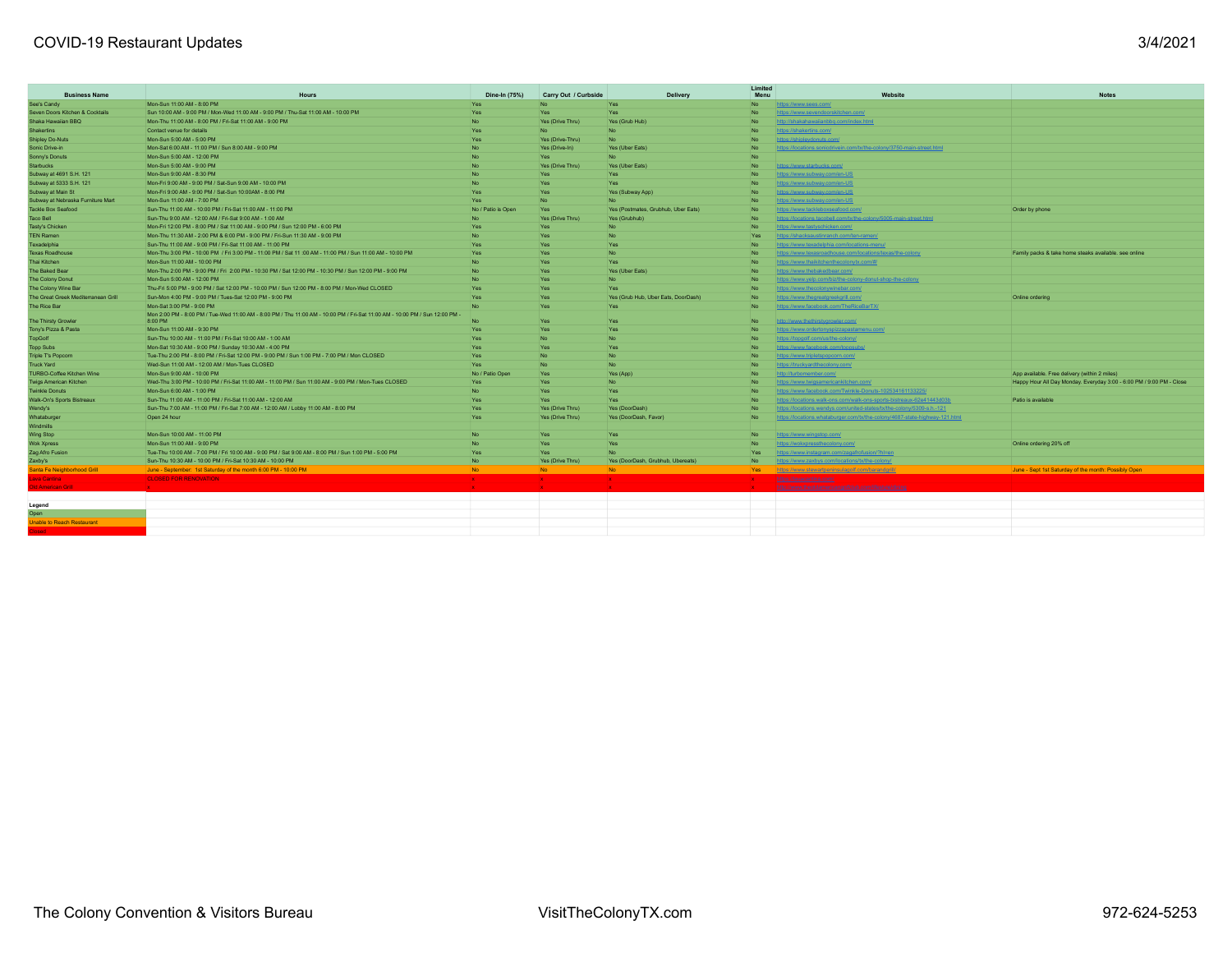# COVID-19 Restaurant Updates

3/4/2021

| Business Name | Hours | Dine-In (75%) | Carry Out / Curbside | Delivery | Limited Menu | Website | Notes |
|---|---|---|---|---|---|---|---|
| See's Candy | Mon-Sun 11:00 AM - 8:00 PM | Yes | No | Yes | No | https://www.sees.com/ | |
| Seven Doors Kitchen & Cocktails | Sun 10:00 AM - 9:00 PM / Mon-Wed 11:00 AM - 9:00 PM / Thu-Sat 11:00 AM - 10:00 PM | Yes | Yes | Yes | No | https://www.sevendoorskitchen.com/ | |
| Shaka Hawaiian BBQ | Mon-Thu 11:00 AM - 8:00 PM / Fri-Sat 11:00 AM - 9:00 PM | No | Yes (Drive Thru) | Yes (Grub Hub) | No | http://shakahawaiianbbq.com/index.html | |
| Shakertins | Contact venue for details | Yes | No | No | No | https://shakertins.com/ | |
| Shipley Do-Nuts | Mon-Sun 5:00 AM - 5:00 PM | Yes | Yes (Drive-Thru) | No | No | https://shipleydonuts.com/ | |
| Sonic Drive-in | Mon-Sat 6:00 AM - 11:00 PM / Sun 8:00 AM - 9:00 PM | No | Yes (Drive-In) | Yes (Uber Eats) | No | https://locations.sonicdrivein.com/tx/the-colony/3750-main-street.html | |
| Sonny's Donuts | Mon-Sun 5:00 AM - 12:00 PM | No | Yes | No | No | | |
| Starbucks | Mon-Sun 5:00 AM - 9:00 PM | No | Yes (Drive Thru) | Yes (Uber Eats) | No | https://www.starbucks.com/ | |
| Subway at 4691 S.H. 121 | Mon-Sun 9:00 AM - 8:30 PM | No | Yes | Yes | No | https://www.subway.com/en-US | |
| Subway at 5333 S.H. 121 | Mon-Fri 9:00 AM - 9:00 PM / Sat-Sun 9:00 AM - 10:00 PM | No | Yes | Yes | No | https://www.subway.com/en-US | |
| Subway at Main St | Mon-Fri 9:00 AM - 9:00 PM / Sat-Sun 10:00AM - 8:00 PM | Yes | Yes | Yes (Subway App) | No | https://www.subway.com/en-US | |
| Subway at Nebraska Furniture Mart | Mon-Sun 11:00 AM - 7:00 PM | Yes | No | No | No | https://www.subway.com/en-US | |
| Tackle Box Seafood | Sun-Thu 11:00 AM - 10:00 PM / Fri-Sat 11:00 AM - 11:00 PM | No / Patio is Open | Yes | Yes (Postmates, Grubhub, Uber Eats) | No | https://www.tackleboxseafood.com/ | Order by phone |
| Taco Bell | Sun-Thu 9:00 AM - 12:00 AM / Fri-Sat 9:00 AM - 1:00 AM | No | Yes (Drive Thru) | Yes (Grubhub) | No | https://locations.tacobell.com/tx/the-colony/5005-main-street.html | |
| Tasty's Chicken | Mon-Fri 12:00 PM - 8:00 PM / Sat 11:00 AM - 9:00 PM / Sun 12:00 PM - 6:00 PM | Yes | Yes | No | No | https://www.tastyschicken.com/ | |
| TEN Ramen | Mon-Thu 11:30 AM - 2:00 PM & 6:00 PM - 9:00 PM / Fri-Sun 11:30 AM - 9:00 PM | No | Yes | No | Yes | https://shacksaustinranch.com/ten-ramen/ | |
| Texadelphia | Sun-Thu 11:00 AM - 9:00 PM / Fri-Sat 11:00 AM - 11:00 PM | Yes | Yes | Yes | No | https://www.texadelphia.com/locations-menu/ | |
| Texas Roadhouse | Mon-Thu 3:00 PM - 10:00 PM / Fri 3:00 PM - 11:00 PM / Sat 11:00 AM - 11:00 PM / Sun 11:00 AM - 10:00 PM | Yes | Yes | No | No | https://www.texasroadhouse.com/locations/texas/the-colony | Family packs & take home steaks available. see online |
| Thai Kitchen | Mon-Sun 11:00 AM - 10:00 PM | No | Yes | Yes | No | https://www.thaikitchenthecolonytx.com/#/ | |
| The Baked Bear | Mon-Thu 2:00 PM - 9:00 PM / Fri 2:00 PM - 10:30 PM / Sat 12:00 PM - 10:30 PM / Sun 12:00 PM - 9:00 PM | No | Yes | Yes (Uber Eats) | No | https://www.thebakedbear.com/ | |
| The Colony Donut | Mon-Sun 5:00 AM - 12:00 PM | No | Yes | No | No | https://www.yelp.com/biz/the-colony-donut-shop-the-colony | |
| The Colony Wine Bar | Thu-Fri 5:00 PM - 9:00 PM / Sat 12:00 PM - 10:00 PM / Sun 12:00 PM - 8:00 PM / Mon-Wed CLOSED | Yes | Yes | Yes | No | https://www.thecolonywinebar.com/ | |
| The Great Greek Mediterranean Grill | Sun-Mon 4:00 PM - 9:00 PM / Tues-Sat 12:00 PM - 9:00 PM | Yes | Yes | Yes (Grub Hub, Uber Eats, DoorDash) | No | https://www.thegreatgreekgrill.com/ | Online ordering |
| The Rice Bar | Mon-Sat 3:00 PM - 9:00 PM | No | Yes | Yes | No | https://www.facebook.com/TheRiceBarTX/ | |
| The Thirsty Growler | Mon 2:00 PM - 8:00 PM / Tue-Wed 11:00 AM - 8:00 PM / Thu 11:00 AM - 10:00 PM / Fri-Sat 11:00 AM - 10:00 PM / Sun 12:00 PM - 8:00 PM | No | Yes | Yes | No | http://www.thethirstygrowler.com/ | |
| Tony's Pizza & Pasta | Mon-Sun 11:00 AM - 9:30 PM | Yes | Yes | Yes | No | https://www.ordertonyspizzapastamenu.com/ | |
| TopGolf | Sun-Thu 10:00 AM - 11:00 PM / Fri-Sat 10:00 AM - 1:00 AM | Yes | No | No | No | https://topgolf.com/us/the-colony/ | |
| Topp Subs | Mon-Sat 10:30 AM - 9:00 PM / Sunday 10:30 AM - 4:00 PM | Yes | Yes | Yes | No | https://www.facebook.com/toppsubs/ | |
| Triple T's Popcorn | Tue-Thu 2:00 PM - 8:00 PM / Fri-Sat 12:00 PM - 9:00 PM / Sun 1:00 PM - 7:00 PM / Mon CLOSED | Yes | No | No | No | https://www.tripletspopcorn.com/ | |
| Truck Yard | Wed-Sun 11:00 AM - 12:00 AM / Mon-Tues CLOSED | Yes | No | No | No | https://truckyardthecolony.com/ | |
| TURBO-Coffee Kitchen Wine | Mon-Sun 9:00 AM - 10:00 PM | No / Patio Open | Yes | Yes (App) | No | http://turbomember.com/ | App available. Free delivery (within 2 miles) |
| Twigs American Kitchen | Wed-Thu 3:00 PM - 10:00 PM / Fri-Sat 11:00 AM - 11:00 PM / Sun 11:00 AM - 9:00 PM / Mon-Tues CLOSED | Yes | Yes | No | No | https://www.twigsamericankitchen.com/ | Happy Hour All Day Monday. Everyday 3:00 - 6:00 PM / 9:00 PM - Close |
| Twinkle Donuts | Mon-Sun 6:00 AM - 1:00 PM | No | Yes | Yes | No | https://www.facebook.com/Twinkle-Donuts-102534191133225/ | |
| Walk-On's Sports Bistreaux | Sun-Thu 11:00 AM - 11:00 PM / Fri-Sat 11:00 AM - 12:00 AM | Yes | Yes | Yes | No | https://locations.walk-ons.com/walk-ons-sports-bistreaux-62e41443d03b | Patio is available |
| Wendy's | Sun-Thu 7:00 AM - 11:00 PM / Fri-Sat 7:00 AM - 12:00 AM / Lobby 11:00 AM - 8:00 PM | Yes | Yes (Drive Thru) | Yes (DoorDash) | No | https://locations.wendys.com/united-states/tx/the-colony/5309-s-h.-121 | |
| Whataburger | Open 24 hour | Yes | Yes (Drive Thru) | Yes (DoorDash, Favor) | No | https://locations.whataburger.com/tx/the-colony/4687-state-highway-121.html | |
| Windmills | | | | | | | |
| Wing Stop | Mon-Sun 10:00 AM - 11:00 PM | No | Yes | Yes | No | https://www.wingstop.com/ | |
| Wok Xpress | Mon-Sun 11:00 AM - 9:00 PM | No | Yes | Yes | No | https://wokxpressthecolony.com/ | Online ordering 20% off |
| Zag Afro Fusion | Tue-Thu 10:00 AM - 7:00 PM / Fri 10:00 AM - 9:00 PM / Sat 9:00 AM - 8:00 PM / Sun 1:00 PM - 5:00 PM | Yes | Yes | No | Yes | https://www.instagram.com/zagafrofusion/?hl=en | |
| Zaxby's | Sun-Thu 10:30 AM - 10:00 PM / Fri-Sat 10:30 AM - 10:00 PM | No | Yes (Drive Thru) | Yes (DoorDash, Grubhub, Ubereats) | No | https://www.zaxbys.com/locations/tx/the-colony/ | |
| Santa Fe Neighborhood Grill | June - September: 1st Saturday of the month 6:00 PM - 10:00 PM | No | No | No | Yes | https://www.stewartpeninsulagolf.com/barandgrill/ | June - Sept 1st Saturday of the month: Possibly Open |
| Lava Cantina | CLOSED FOR RENOVATION | x | x | x | x | https://lavacantina.com/ | |
| Old American Grill | x | x | x | x | x | | |

**Legend**

- Open
- Unable to Reach Restaurant
- Closed

The Colony Convention & Visitors Bureau | VisitTheColonyTX.com | 972-624-5253